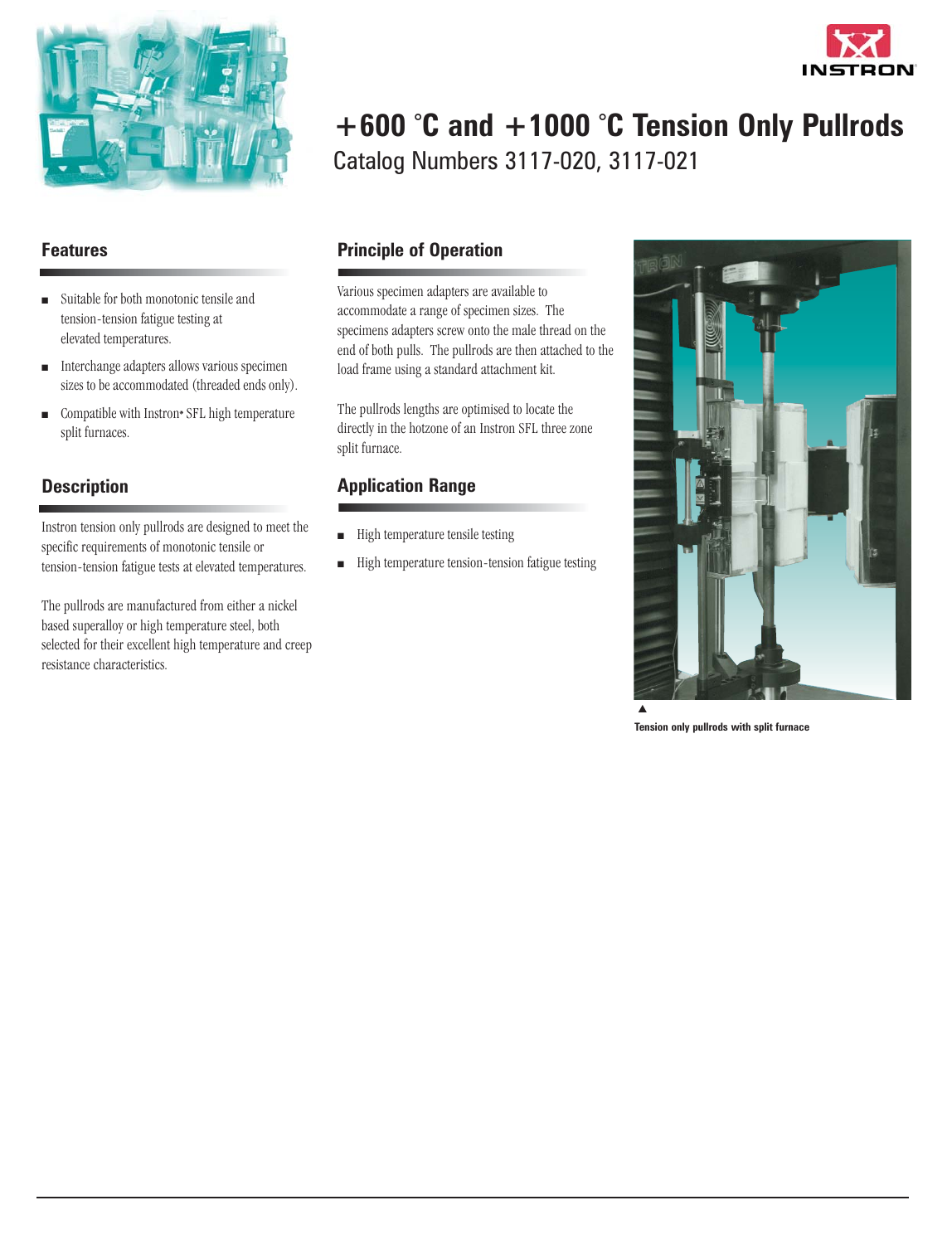# +600 °C and +1000 °C Tension Only Pullrods

Catalog Numbers 3117-020, 3117-021

## Features

- Suitable for both monotonic tensile and tension-tension fatigue testing at elevated temperatures.
- Interchange adapters allows various specimen sizes to be accommodated (threaded ends only).
- Compatible with Instron• SFL high temperature split furnaces.

## Description

Instron tension only pullrods are designed to meet the specific requirements of monotonic tensile or tension-tension fatigue tests at elevated temperatures.

The pullrods are manufactured from either a nickel based superalloy or high temperature steel, both selected for their excellent high temperature and creep resistance characteristics.

## Principle of Operation

Various specimen adapters are available to accommodate a range of specimen sizes. The specimens adapters screw onto the male thread on the end of both pulls. The pullrods are then attached to the load frame using a standard attachment kit.

The pullrods lengths are optimised to locate the directly in the hotzone of an Instron SFL three zone split furnace.

## Application Range

- High temperature tensile testing
- High temperature tension-tension fatigue testing

▲
**Tension only pullrods with split furnace**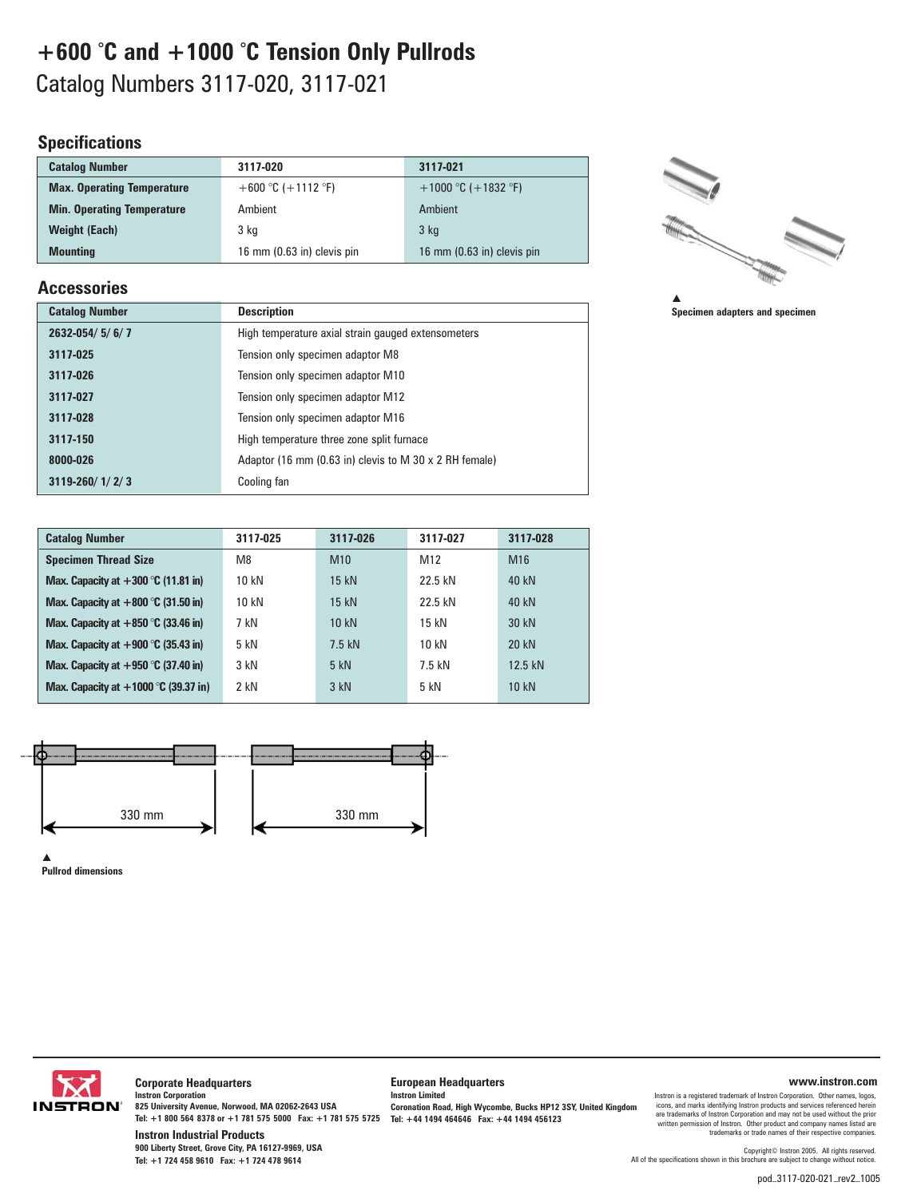# +600 °C and +1000 °C Tension Only Pullrods

Catalog Numbers 3117-020, 3117-021

## Specifications

| Catalog Number | 3117-020 | 3117-021 |
|---|---|---|
| Max. Operating Temperature | +600 °C (+1112 °F) | +1000 °C (+1832 °F) |
| Min. Operating Temperature | Ambient | Ambient |
| Weight (Each) | 3 kg | 3 kg |
| Mounting | 16 mm (0.63 in) clevis pin | 16 mm (0.63 in) clevis pin |

## Accessories

| Catalog Number | Description |
|---|---|
| 2632-054/ 5/ 6/ 7 | High temperature axial strain gauged extensometers |
| 3117-025 | Tension only specimen adaptor M8 |
| 3117-026 | Tension only specimen adaptor M10 |
| 3117-027 | Tension only specimen adaptor M12 |
| 3117-028 | Tension only specimen adaptor M16 |
| 3117-150 | High temperature three zone split furnace |
| 8000-026 | Adaptor (16 mm (0.63 in) clevis to M 30 x 2 RH female) |
| 3119-260/ 1/ 2/ 3 | Cooling fan |

Specimen adapters and specimen

| Catalog Number | 3117-025 | 3117-026 | 3117-027 | 3117-028 |
|---|---|---|---|---|
| Specimen Thread Size | M8 | M10 | M12 | M16 |
| Max. Capacity at +300 °C (11.81 in) | 10 kN | 15 kN | 22.5 kN | 40 kN |
| Max. Capacity at +800 °C (31.50 in) | 10 kN | 15 kN | 22.5 kN | 40 kN |
| Max. Capacity at +850 °C (33.46 in) | 7 kN | 10 kN | 15 kN | 30 kN |
| Max. Capacity at +900 °C (35.43 in) | 5 kN | 7.5 kN | 10 kN | 20 kN |
| Max. Capacity at +950 °C (37.40 in) | 3 kN | 5 kN | 7.5 kN | 12.5 kN |
| Max. Capacity at +1000 °C (39.37 in) | 2 kN | 3 kN | 5 kN | 10 kN |

330 mm

330 mm

Pullrod dimensions

**Corporate Headquarters**
Instron Corporation
825 University Avenue, Norwood, MA 02062-2643 USA
Tel: +1 800 564 8378 or +1 781 575 5000 Fax: +1 781 575 5725

**Instron Industrial Products**
900 Liberty Street, Grove City, PA 16127-9969, USA
Tel: +1 724 458 9610 Fax: +1 724 478 9614

**European Headquarters**
Instron Limited
Coronation Road, High Wycombe, Bucks HP12 3SY, United Kingdom
Tel: +44 1494 464646 Fax: +44 1494 456123

**www.instron.com**

Instron is a registered trademark of Instron Corporation. Other names, logos, icons, and marks identifying Instron products and services referenced herein are trademarks of Instron Corporation and may not be used without the prior written permission of Instron. Other product and company names listed are trademarks or trade names of their respective companies.

Copyright© Instron 2005. All rights reserved.
All of the specifications shown in this brochure are subject to change without notice.

pod_3117-020-021_rev2_1005